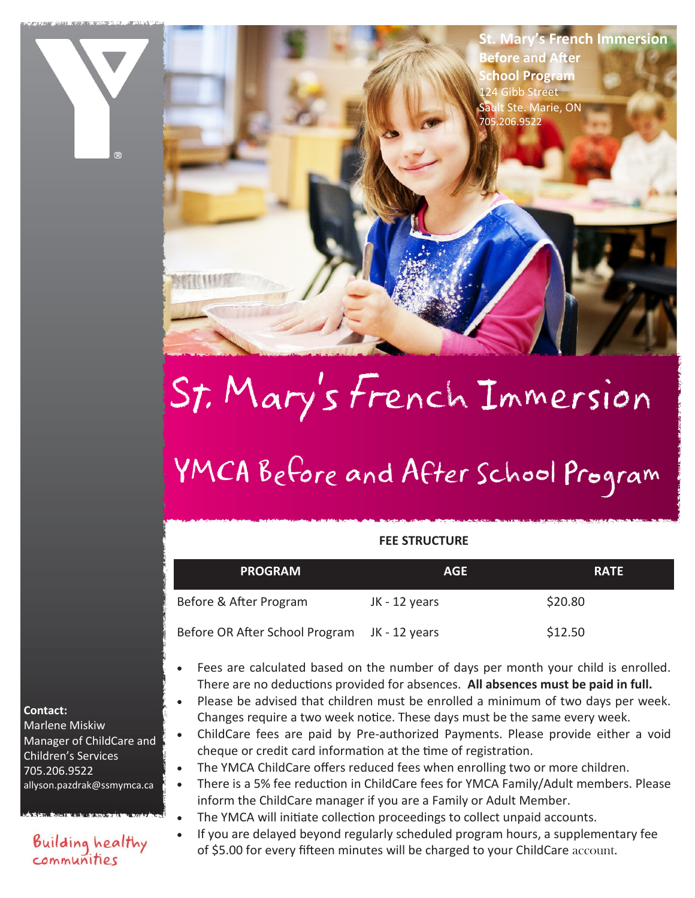**St. Mary's French Immersion Before and After School Program**
124 Gibb Street
Sault Ste. Marie, ON
705.206.9522

# St. Mary's French Immersion

## YMCA Before and After School Program

**FEE STRUCTURE**

| PROGRAM | AGE | RATE |
|---|---|---|
| Before & After Program | JK - 12 years | $20.80 |
| Before OR After School Program | JK - 12 years | $12.50 |

- Fees are calculated based on the number of days per month your child is enrolled. There are no deductions provided for absences. **All absences must be paid in full.**
- Please be advised that children must be enrolled a minimum of two days per week. Changes require a two week notice. These days must be the same every week.
- ChildCare fees are paid by Pre-authorized Payments. Please provide either a void cheque or credit card information at the time of registration.
- The YMCA ChildCare offers reduced fees when enrolling two or more children.
- There is a 5% fee reduction in ChildCare fees for YMCA Family/Adult members. Please inform the ChildCare manager if you are a Family or Adult Member.
- The YMCA will initiate collection proceedings to collect unpaid accounts.
- If you are delayed beyond regularly scheduled program hours, a supplementary fee of $5.00 for every fifteen minutes will be charged to your ChildCare account.

**Contact:**
Marlene Miskiw
Manager of ChildCare and Children's Services
705.206.9522
allyson.pazdrak@ssmymca.ca

Building healthy communities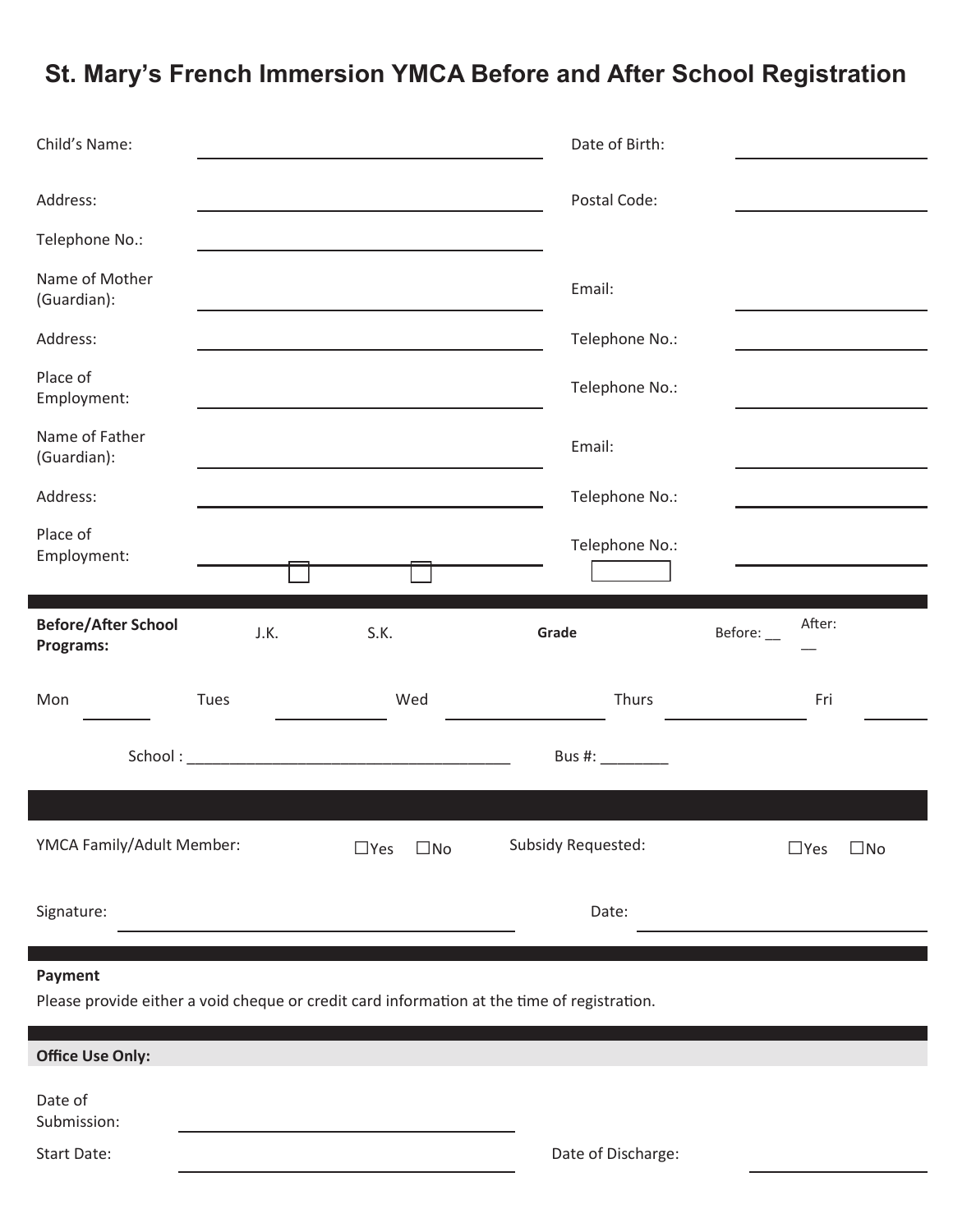# St. Mary's French Immersion YMCA Before and After School Registration

| | | | |
|---|---|---|---|
| Child's Name: | | Date of Birth: | |
| Address: | | Postal Code: | |
| Telephone No.: | | | |
| Name of Mother (Guardian): | | Email: | |
| Address: | | Telephone No.: | |
| Place of Employment: | | Telephone No.: | |
| Name of Father (Guardian): | | Email: | |
| Address: | | Telephone No.: | |
| Place of Employment: | | Telephone No.: | |

**Before/After School Programs:** J.K. ☐ S.K. ☐ **Grade** ☐ Before: __ After: __

Mon ______ Tues ______ Wed ______ Thurs ______ Fri ______

School : ________________________________________ Bus #: ________

YMCA Family/Adult Member: ☐Yes ☐No

Subsidy Requested: ☐Yes ☐No

Signature: ______________________ Date: ______________________

**Payment**

Please provide either a void cheque or credit card information at the time of registration.

**Office Use Only:**

Date of Submission: ______________________

Start Date: ______________________ Date of Discharge: ______________________